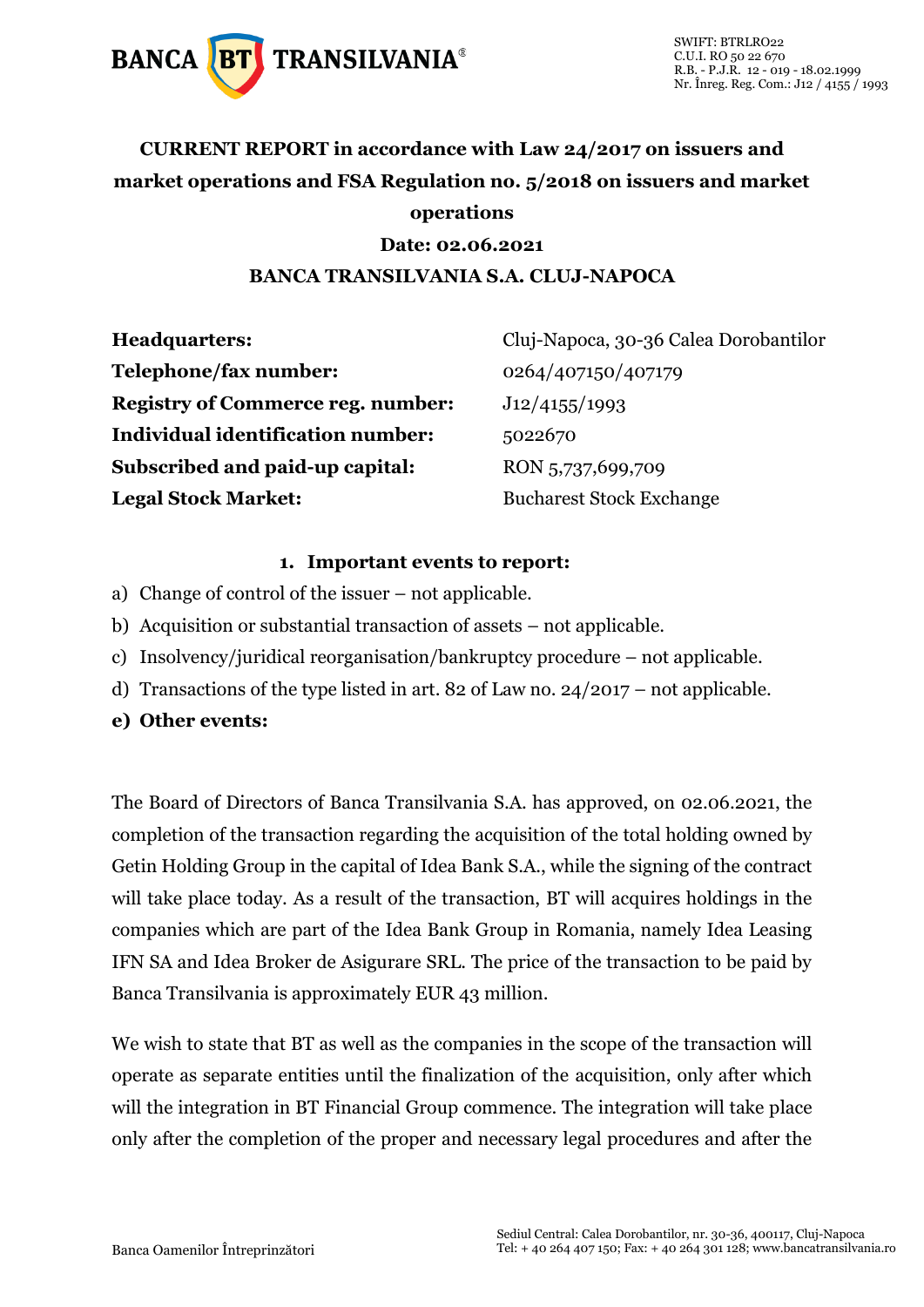**CURRENT REPORT in accordance with Law 24/2017 on issuers and market operations and FSA Regulation no. 5/2018 on issuers and market operations**

**Date: 02.06.2021**

**BANCA TRANSILVANIA S.A. CLUJ-NAPOCA**

| | |
|---|---|
| **Headquarters:** | Cluj-Napoca, 30-36 Calea Dorobantilor |
| **Telephone/fax number:** | 0264/407150/407179 |
| **Registry of Commerce reg. number:** | J12/4155/1993 |
| **Individual identification number:** | 5022670 |
| **Subscribed and paid-up capital:** | RON 5,737,699,709 |
| **Legal Stock Market:** | Bucharest Stock Exchange |

1. **Important events to report:**

a) Change of control of the issuer – not applicable.

b) Acquisition or substantial transaction of assets – not applicable.

c) Insolvency/juridical reorganisation/bankruptcy procedure – not applicable.

d) Transactions of the type listed in art. 82 of Law no. 24/2017 – not applicable.

**e) Other events:**

The Board of Directors of Banca Transilvania S.A. has approved, on 02.06.2021, the completion of the transaction regarding the acquisition of the total holding owned by Getin Holding Group in the capital of Idea Bank S.A., while the signing of the contract will take place today. As a result of the transaction, BT will acquires holdings in the companies which are part of the Idea Bank Group in Romania, namely Idea Leasing IFN SA and Idea Broker de Asigurare SRL. The price of the transaction to be paid by Banca Transilvania is approximately EUR 43 million.

We wish to state that BT as well as the companies in the scope of the transaction will operate as separate entities until the finalization of the acquisition, only after which will the integration in BT Financial Group commence. The integration will take place only after the completion of the proper and necessary legal procedures and after the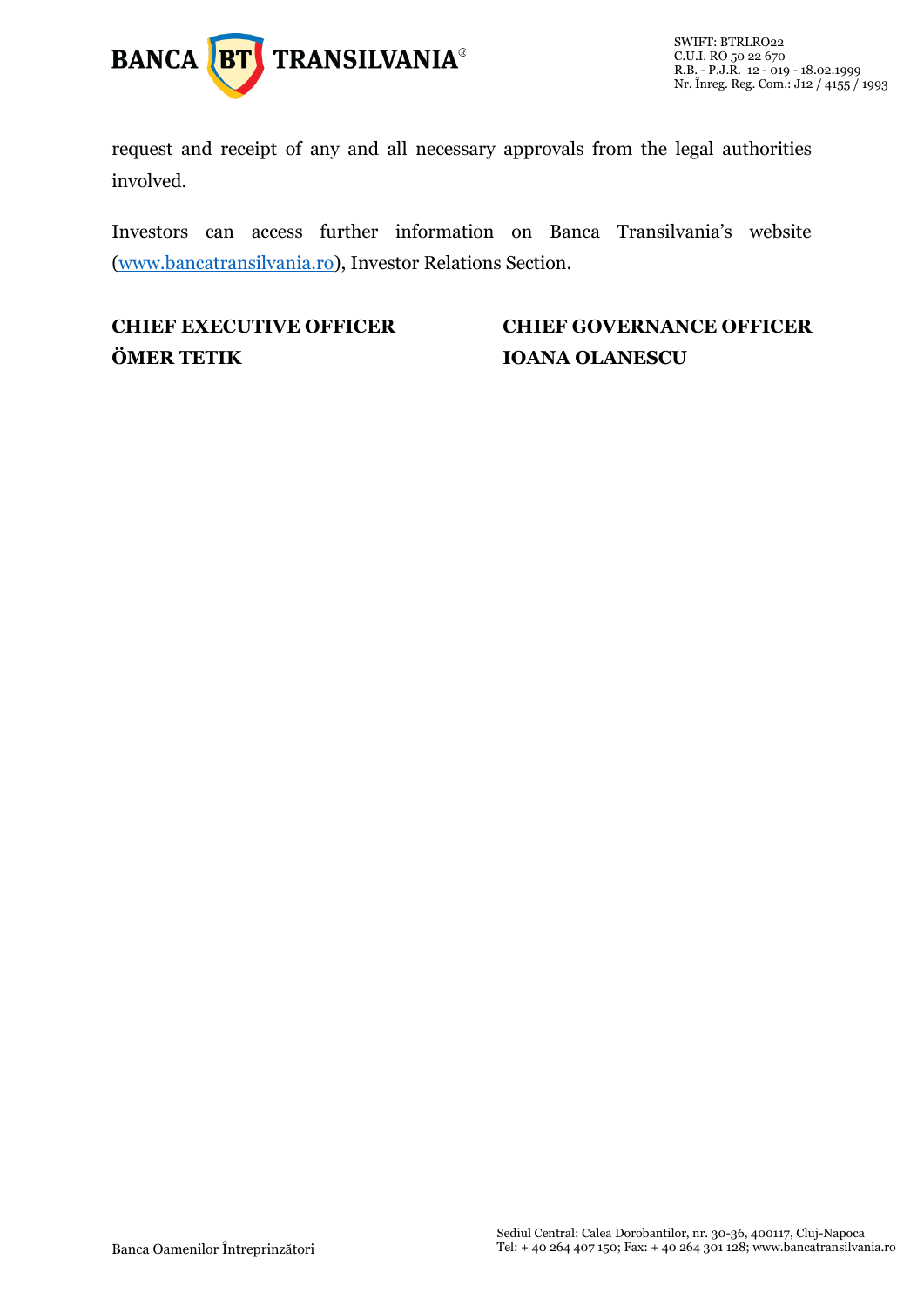request and receipt of any and all necessary approvals from the legal authorities involved.

Investors can access further information on Banca Transilvania's website ([www.bancatransilvania.ro](http://www.bancatransilvania.ro)), Investor Relations Section.

**CHIEF EXECUTIVE OFFICER**
**ÖMER TETIK**

**CHIEF GOVERNANCE OFFICER**
**IOANA OLANESCU**